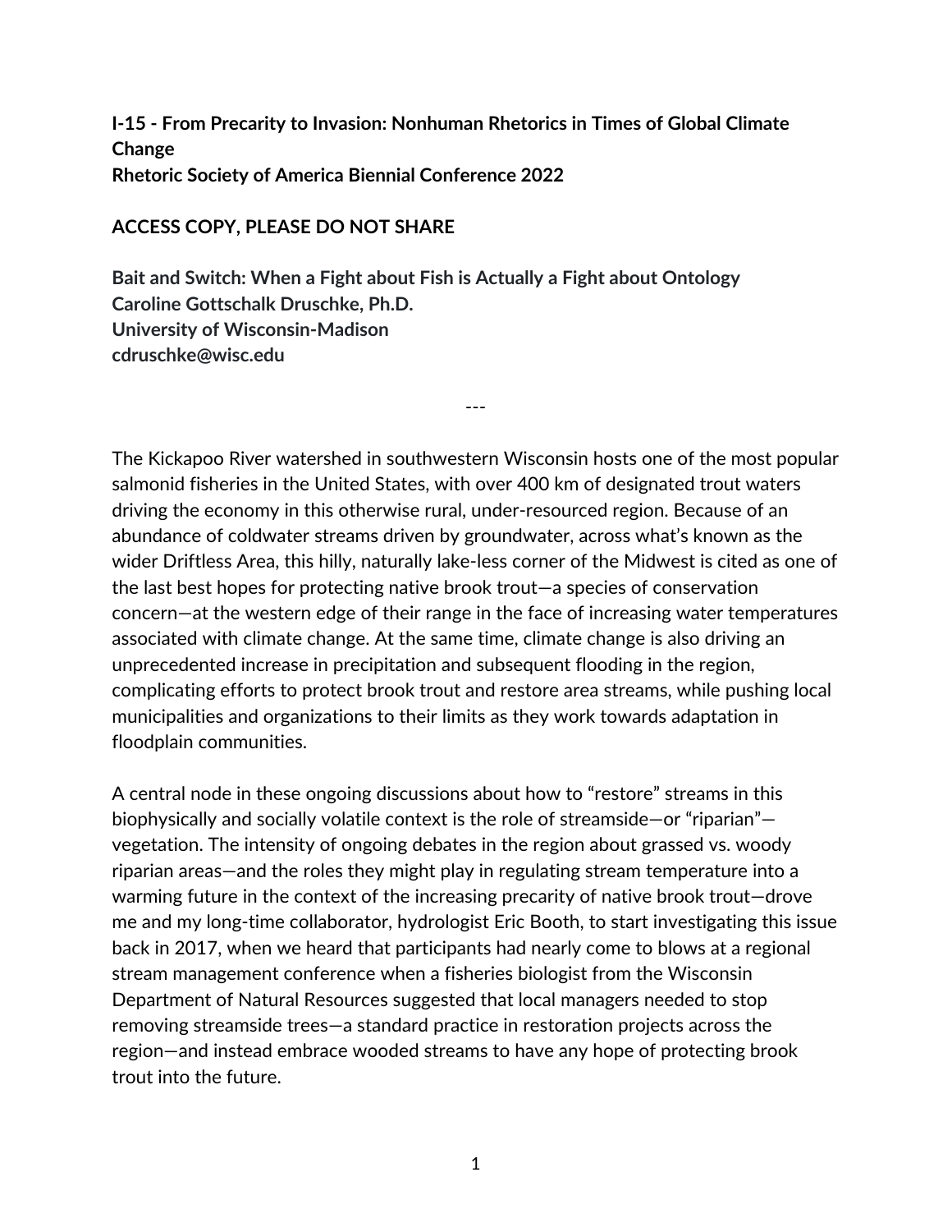**I-15 - From Precarity to Invasion: Nonhuman Rhetorics in Times of Global Climate Change**
**Rhetoric Society of America Biennial Conference 2022**

**ACCESS COPY, PLEASE DO NOT SHARE**

**Bait and Switch: When a Fight about Fish is Actually a Fight about Ontology**
**Caroline Gottschalk Druschke, Ph.D.**
**University of Wisconsin-Madison**
**cdruschke@wisc.edu**

---

The Kickapoo River watershed in southwestern Wisconsin hosts one of the most popular salmonid fisheries in the United States, with over 400 km of designated trout waters driving the economy in this otherwise rural, under-resourced region. Because of an abundance of coldwater streams driven by groundwater, across what's known as the wider Driftless Area, this hilly, naturally lake-less corner of the Midwest is cited as one of the last best hopes for protecting native brook trout—a species of conservation concern—at the western edge of their range in the face of increasing water temperatures associated with climate change. At the same time, climate change is also driving an unprecedented increase in precipitation and subsequent flooding in the region, complicating efforts to protect brook trout and restore area streams, while pushing local municipalities and organizations to their limits as they work towards adaptation in floodplain communities.

A central node in these ongoing discussions about how to "restore" streams in this biophysically and socially volatile context is the role of streamside—or "riparian"—vegetation. The intensity of ongoing debates in the region about grassed vs. woody riparian areas—and the roles they might play in regulating stream temperature into a warming future in the context of the increasing precarity of native brook trout—drove me and my long-time collaborator, hydrologist Eric Booth, to start investigating this issue back in 2017, when we heard that participants had nearly come to blows at a regional stream management conference when a fisheries biologist from the Wisconsin Department of Natural Resources suggested that local managers needed to stop removing streamside trees—a standard practice in restoration projects across the region—and instead embrace wooded streams to have any hope of protecting brook trout into the future.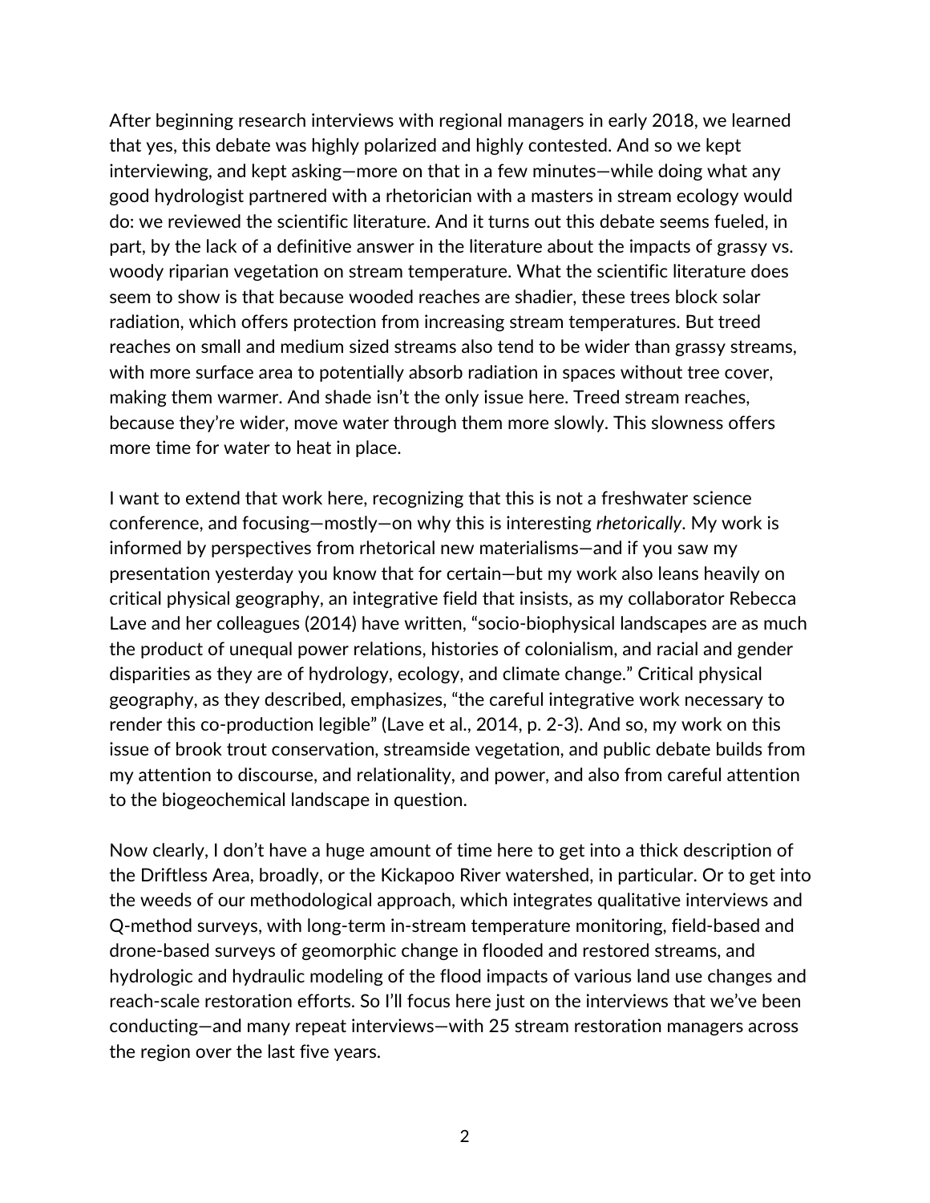After beginning research interviews with regional managers in early 2018, we learned that yes, this debate was highly polarized and highly contested. And so we kept interviewing, and kept asking—more on that in a few minutes—while doing what any good hydrologist partnered with a rhetorician with a masters in stream ecology would do: we reviewed the scientific literature. And it turns out this debate seems fueled, in part, by the lack of a definitive answer in the literature about the impacts of grassy vs. woody riparian vegetation on stream temperature. What the scientific literature does seem to show is that because wooded reaches are shadier, these trees block solar radiation, which offers protection from increasing stream temperatures. But treed reaches on small and medium sized streams also tend to be wider than grassy streams, with more surface area to potentially absorb radiation in spaces without tree cover, making them warmer. And shade isn't the only issue here. Treed stream reaches, because they're wider, move water through them more slowly. This slowness offers more time for water to heat in place.

I want to extend that work here, recognizing that this is not a freshwater science conference, and focusing—mostly—on why this is interesting *rhetorically*. My work is informed by perspectives from rhetorical new materialisms—and if you saw my presentation yesterday you know that for certain—but my work also leans heavily on critical physical geography, an integrative field that insists, as my collaborator Rebecca Lave and her colleagues (2014) have written, "socio-biophysical landscapes are as much the product of unequal power relations, histories of colonialism, and racial and gender disparities as they are of hydrology, ecology, and climate change." Critical physical geography, as they described, emphasizes, "the careful integrative work necessary to render this co-production legible" (Lave et al., 2014, p. 2-3). And so, my work on this issue of brook trout conservation, streamside vegetation, and public debate builds from my attention to discourse, and relationality, and power, and also from careful attention to the biogeochemical landscape in question.

Now clearly, I don't have a huge amount of time here to get into a thick description of the Driftless Area, broadly, or the Kickapoo River watershed, in particular. Or to get into the weeds of our methodological approach, which integrates qualitative interviews and Q-method surveys, with long-term in-stream temperature monitoring, field-based and drone-based surveys of geomorphic change in flooded and restored streams, and hydrologic and hydraulic modeling of the flood impacts of various land use changes and reach-scale restoration efforts. So I'll focus here just on the interviews that we've been conducting—and many repeat interviews—with 25 stream restoration managers across the region over the last five years.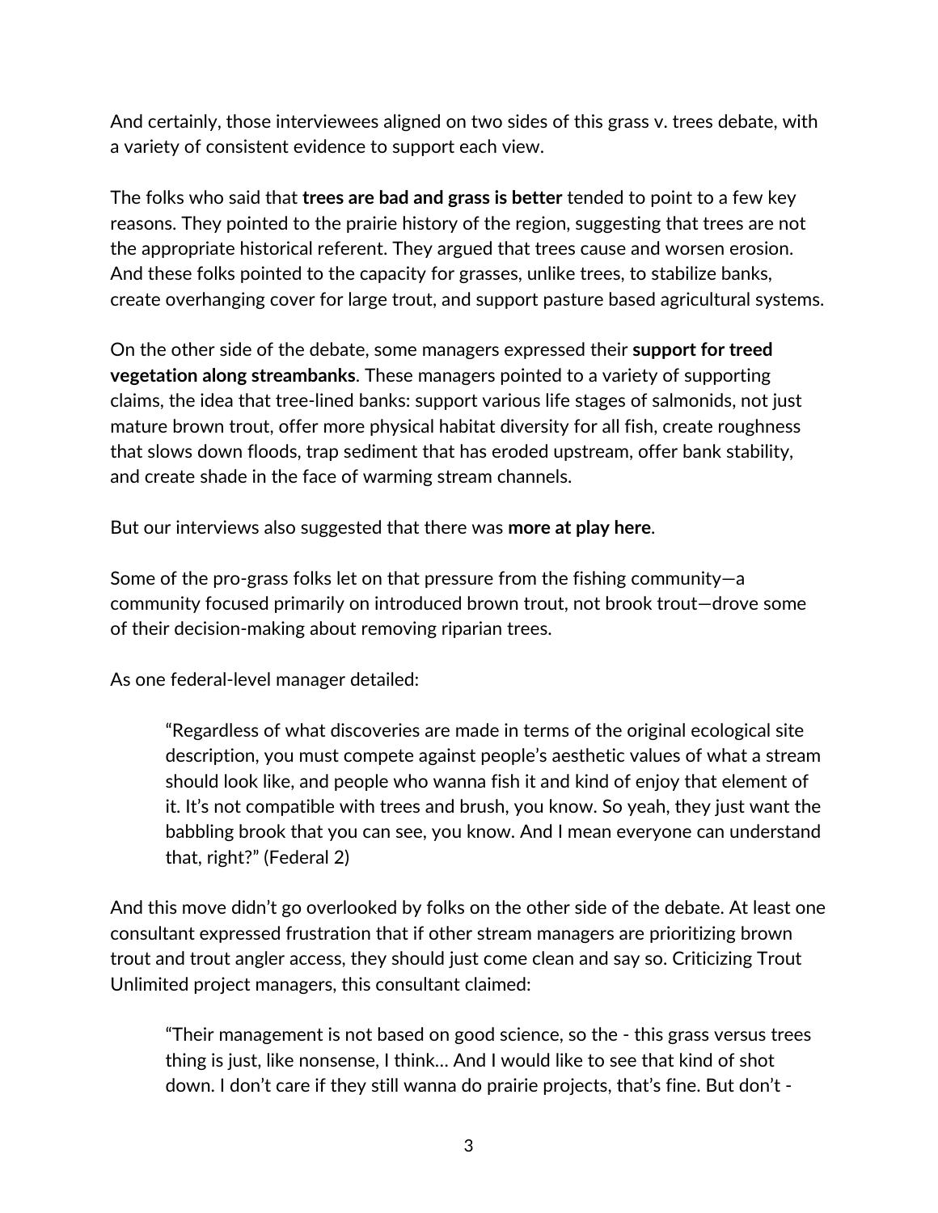And certainly, those interviewees aligned on two sides of this grass v. trees debate, with a variety of consistent evidence to support each view.

The folks who said that **trees are bad and grass is better** tended to point to a few key reasons. They pointed to the prairie history of the region, suggesting that trees are not the appropriate historical referent. They argued that trees cause and worsen erosion. And these folks pointed to the capacity for grasses, unlike trees, to stabilize banks, create overhanging cover for large trout, and support pasture based agricultural systems.

On the other side of the debate, some managers expressed their **support for treed vegetation along streambanks**. These managers pointed to a variety of supporting claims, the idea that tree-lined banks: support various life stages of salmonids, not just mature brown trout, offer more physical habitat diversity for all fish, create roughness that slows down floods, trap sediment that has eroded upstream, offer bank stability, and create shade in the face of warming stream channels.

But our interviews also suggested that there was **more at play here**.

Some of the pro-grass folks let on that pressure from the fishing community—a community focused primarily on introduced brown trout, not brook trout—drove some of their decision-making about removing riparian trees.

As one federal-level manager detailed:

> "Regardless of what discoveries are made in terms of the original ecological site description, you must compete against people's aesthetic values of what a stream should look like, and people who wanna fish it and kind of enjoy that element of it. It's not compatible with trees and brush, you know. So yeah, they just want the babbling brook that you can see, you know. And I mean everyone can understand that, right?" (Federal 2)

And this move didn't go overlooked by folks on the other side of the debate. At least one consultant expressed frustration that if other stream managers are prioritizing brown trout and trout angler access, they should just come clean and say so. Criticizing Trout Unlimited project managers, this consultant claimed:

> "Their management is not based on good science, so the - this grass versus trees thing is just, like nonsense, I think... And I would like to see that kind of shot down. I don't care if they still wanna do prairie projects, that's fine. But don't -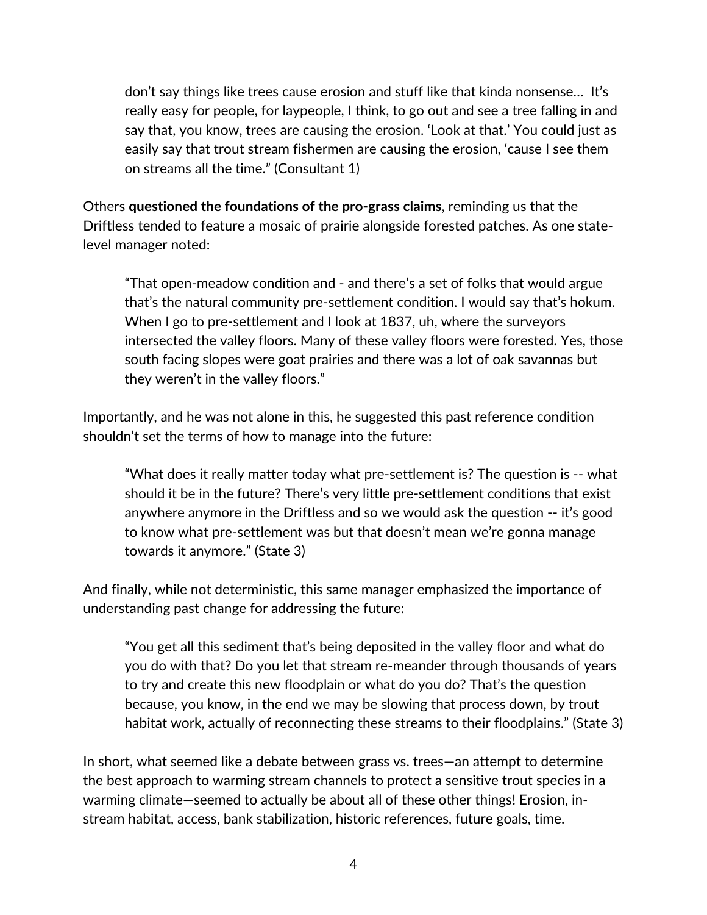> don't say things like trees cause erosion and stuff like that kinda nonsense... It's really easy for people, for laypeople, I think, to go out and see a tree falling in and say that, you know, trees are causing the erosion. 'Look at that.' You could just as easily say that trout stream fishermen are causing the erosion, 'cause I see them on streams all the time." (Consultant 1)

Others **questioned the foundations of the pro-grass claims**, reminding us that the Driftless tended to feature a mosaic of prairie alongside forested patches. As one state-level manager noted:

> "That open-meadow condition and - and there's a set of folks that would argue that's the natural community pre-settlement condition. I would say that's hokum. When I go to pre-settlement and I look at 1837, uh, where the surveyors intersected the valley floors. Many of these valley floors were forested. Yes, those south facing slopes were goat prairies and there was a lot of oak savannas but they weren't in the valley floors."

Importantly, and he was not alone in this, he suggested this past reference condition shouldn't set the terms of how to manage into the future:

> "What does it really matter today what pre-settlement is? The question is -- what should it be in the future? There's very little pre-settlement conditions that exist anywhere anymore in the Driftless and so we would ask the question -- it's good to know what pre-settlement was but that doesn't mean we're gonna manage towards it anymore." (State 3)

And finally, while not deterministic, this same manager emphasized the importance of understanding past change for addressing the future:

> "You get all this sediment that's being deposited in the valley floor and what do you do with that? Do you let that stream re-meander through thousands of years to try and create this new floodplain or what do you do? That's the question because, you know, in the end we may be slowing that process down, by trout habitat work, actually of reconnecting these streams to their floodplains." (State 3)

In short, what seemed like a debate between grass vs. trees—an attempt to determine the best approach to warming stream channels to protect a sensitive trout species in a warming climate—seemed to actually be about all of these other things! Erosion, in-stream habitat, access, bank stabilization, historic references, future goals, time.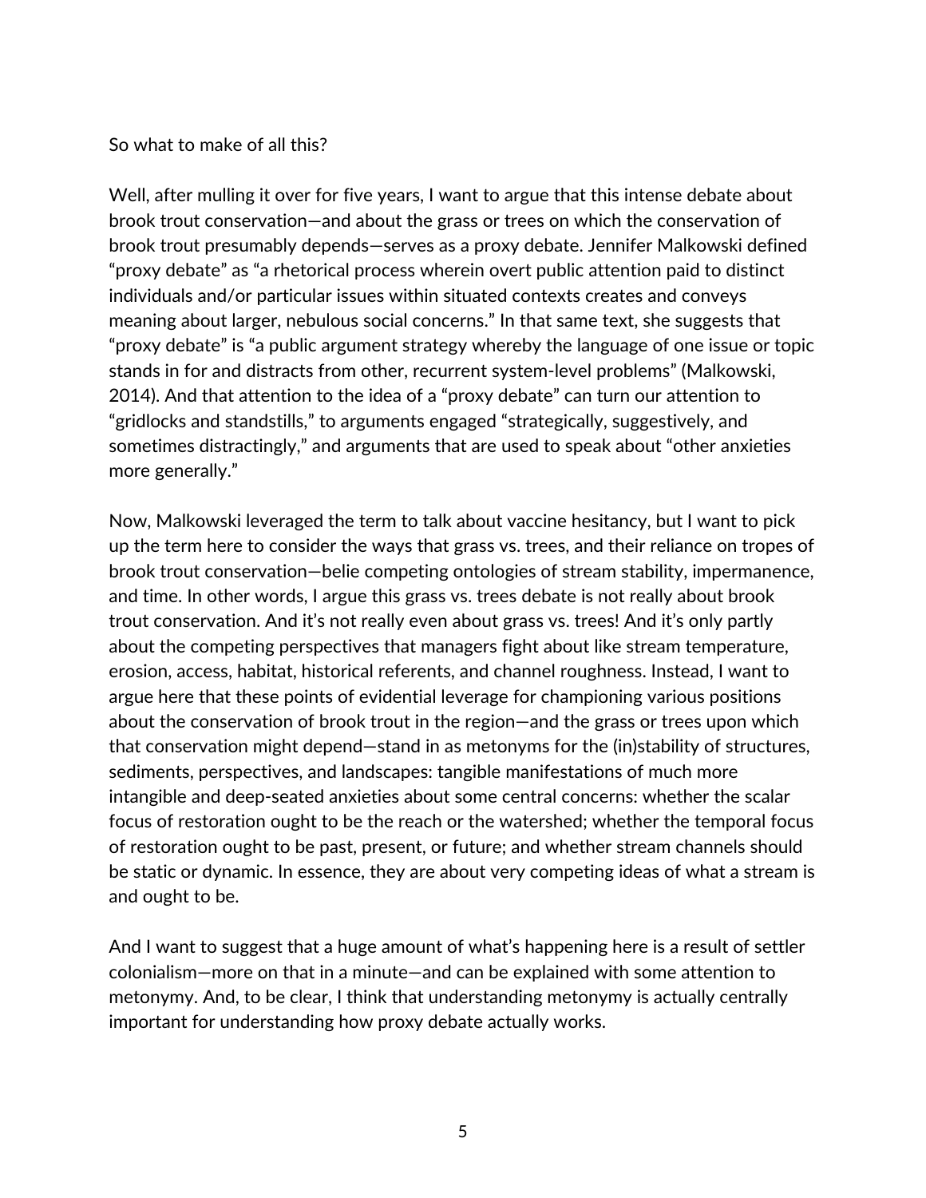So what to make of all this?

Well, after mulling it over for five years, I want to argue that this intense debate about brook trout conservation—and about the grass or trees on which the conservation of brook trout presumably depends—serves as a proxy debate. Jennifer Malkowski defined "proxy debate" as "a rhetorical process wherein overt public attention paid to distinct individuals and/or particular issues within situated contexts creates and conveys meaning about larger, nebulous social concerns." In that same text, she suggests that "proxy debate" is "a public argument strategy whereby the language of one issue or topic stands in for and distracts from other, recurrent system-level problems" (Malkowski, 2014). And that attention to the idea of a "proxy debate" can turn our attention to "gridlocks and standstills," to arguments engaged "strategically, suggestively, and sometimes distractingly," and arguments that are used to speak about "other anxieties more generally."

Now, Malkowski leveraged the term to talk about vaccine hesitancy, but I want to pick up the term here to consider the ways that grass vs. trees, and their reliance on tropes of brook trout conservation—belie competing ontologies of stream stability, impermanence, and time. In other words, I argue this grass vs. trees debate is not really about brook trout conservation. And it's not really even about grass vs. trees! And it's only partly about the competing perspectives that managers fight about like stream temperature, erosion, access, habitat, historical referents, and channel roughness. Instead, I want to argue here that these points of evidential leverage for championing various positions about the conservation of brook trout in the region—and the grass or trees upon which that conservation might depend—stand in as metonyms for the (in)stability of structures, sediments, perspectives, and landscapes: tangible manifestations of much more intangible and deep-seated anxieties about some central concerns: whether the scalar focus of restoration ought to be the reach or the watershed; whether the temporal focus of restoration ought to be past, present, or future; and whether stream channels should be static or dynamic. In essence, they are about very competing ideas of what a stream is and ought to be.

And I want to suggest that a huge amount of what's happening here is a result of settler colonialism—more on that in a minute—and can be explained with some attention to metonymy. And, to be clear, I think that understanding metonymy is actually centrally important for understanding how proxy debate actually works.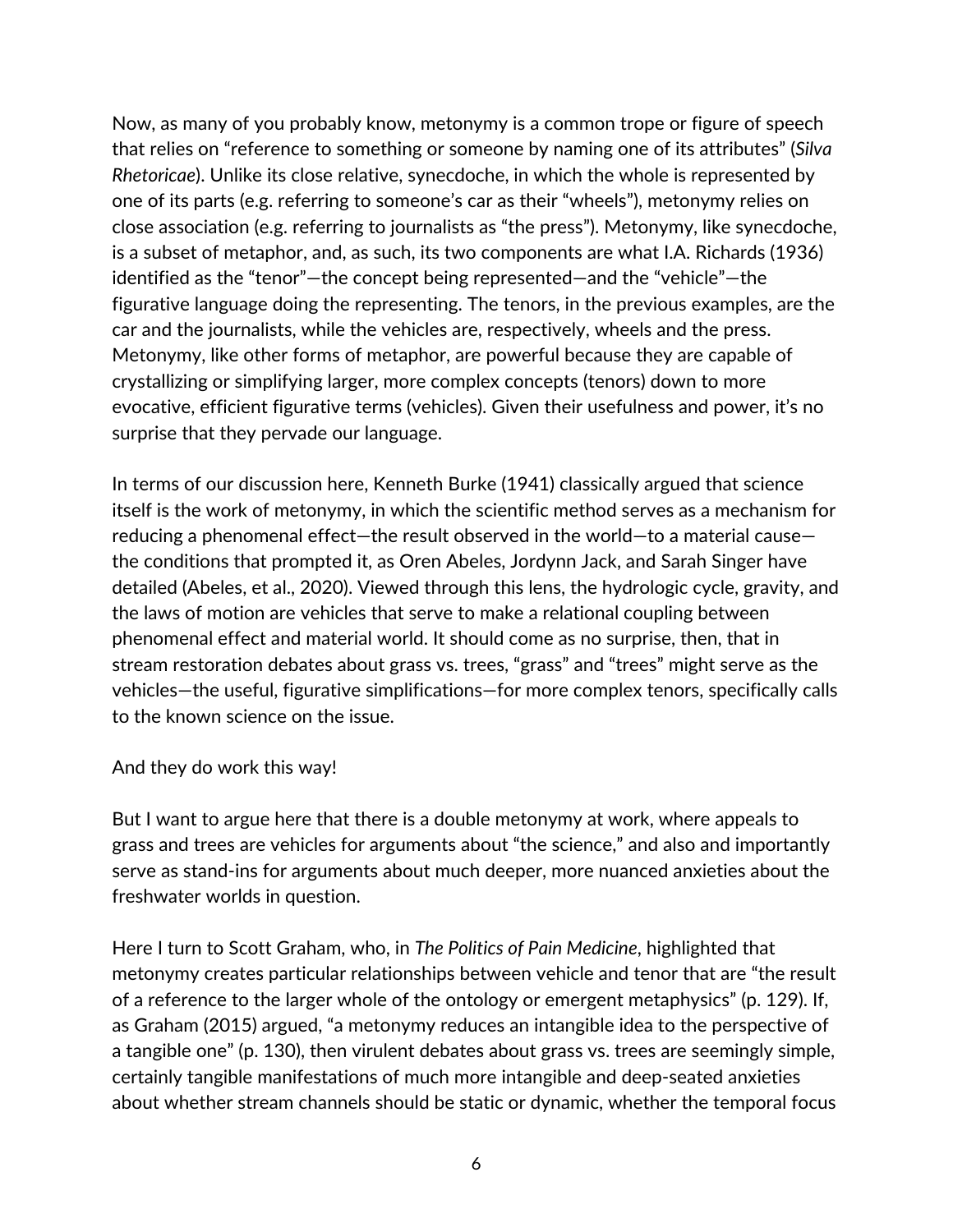Now, as many of you probably know, metonymy is a common trope or figure of speech that relies on "reference to something or someone by naming one of its attributes" (*Silva Rhetoricae*). Unlike its close relative, synecdoche, in which the whole is represented by one of its parts (e.g. referring to someone's car as their "wheels"), metonymy relies on close association (e.g. referring to journalists as "the press"). Metonymy, like synecdoche, is a subset of metaphor, and, as such, its two components are what I.A. Richards (1936) identified as the "tenor"—the concept being represented—and the "vehicle"—the figurative language doing the representing. The tenors, in the previous examples, are the car and the journalists, while the vehicles are, respectively, wheels and the press. Metonymy, like other forms of metaphor, are powerful because they are capable of crystallizing or simplifying larger, more complex concepts (tenors) down to more evocative, efficient figurative terms (vehicles). Given their usefulness and power, it's no surprise that they pervade our language.

In terms of our discussion here, Kenneth Burke (1941) classically argued that science itself is the work of metonymy, in which the scientific method serves as a mechanism for reducing a phenomenal effect—the result observed in the world—to a material cause—the conditions that prompted it, as Oren Abeles, Jordynn Jack, and Sarah Singer have detailed (Abeles, et al., 2020). Viewed through this lens, the hydrologic cycle, gravity, and the laws of motion are vehicles that serve to make a relational coupling between phenomenal effect and material world. It should come as no surprise, then, that in stream restoration debates about grass vs. trees, "grass" and "trees" might serve as the vehicles—the useful, figurative simplifications—for more complex tenors, specifically calls to the known science on the issue.

And they do work this way!

But I want to argue here that there is a double metonymy at work, where appeals to grass and trees are vehicles for arguments about "the science," and also and importantly serve as stand-ins for arguments about much deeper, more nuanced anxieties about the freshwater worlds in question.

Here I turn to Scott Graham, who, in *The Politics of Pain Medicine*, highlighted that metonymy creates particular relationships between vehicle and tenor that are "the result of a reference to the larger whole of the ontology or emergent metaphysics" (p. 129). If, as Graham (2015) argued, "a metonymy reduces an intangible idea to the perspective of a tangible one" (p. 130), then virulent debates about grass vs. trees are seemingly simple, certainly tangible manifestations of much more intangible and deep-seated anxieties about whether stream channels should be static or dynamic, whether the temporal focus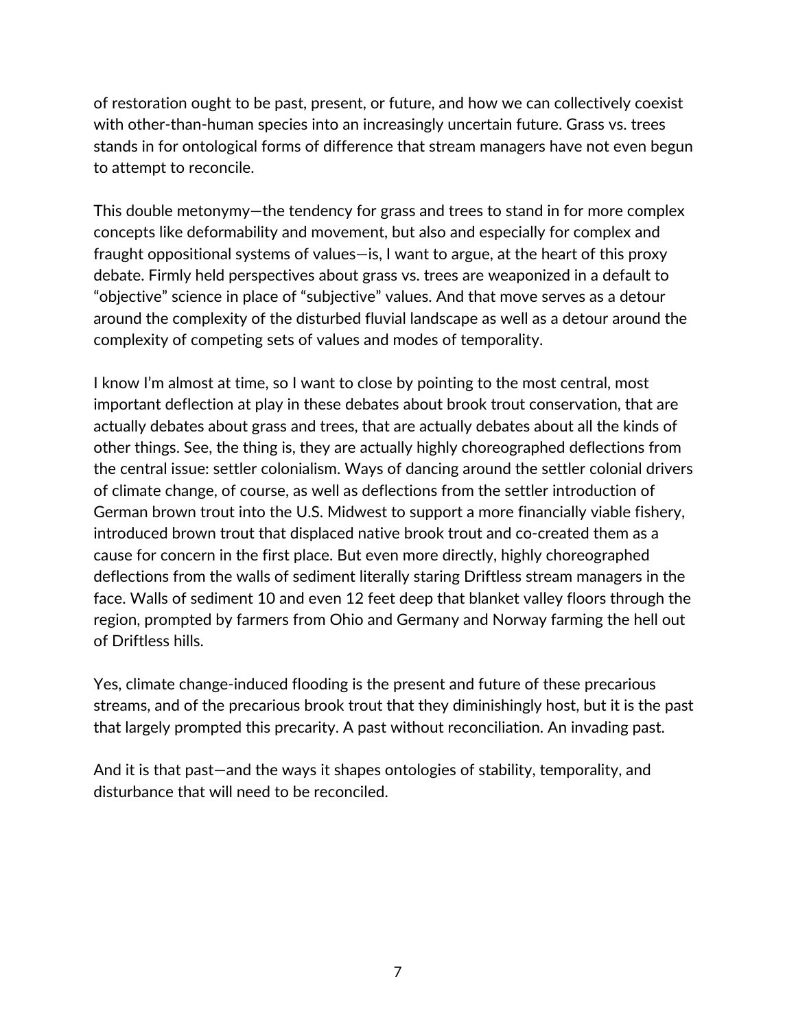of restoration ought to be past, present, or future, and how we can collectively coexist with other-than-human species into an increasingly uncertain future. Grass vs. trees stands in for ontological forms of difference that stream managers have not even begun to attempt to reconcile.

This double metonymy—the tendency for grass and trees to stand in for more complex concepts like deformability and movement, but also and especially for complex and fraught oppositional systems of values—is, I want to argue, at the heart of this proxy debate. Firmly held perspectives about grass vs. trees are weaponized in a default to "objective" science in place of "subjective" values. And that move serves as a detour around the complexity of the disturbed fluvial landscape as well as a detour around the complexity of competing sets of values and modes of temporality.

I know I'm almost at time, so I want to close by pointing to the most central, most important deflection at play in these debates about brook trout conservation, that are actually debates about grass and trees, that are actually debates about all the kinds of other things. See, the thing is, they are actually highly choreographed deflections from the central issue: settler colonialism. Ways of dancing around the settler colonial drivers of climate change, of course, as well as deflections from the settler introduction of German brown trout into the U.S. Midwest to support a more financially viable fishery, introduced brown trout that displaced native brook trout and co-created them as a cause for concern in the first place. But even more directly, highly choreographed deflections from the walls of sediment literally staring Driftless stream managers in the face. Walls of sediment 10 and even 12 feet deep that blanket valley floors through the region, prompted by farmers from Ohio and Germany and Norway farming the hell out of Driftless hills.

Yes, climate change-induced flooding is the present and future of these precarious streams, and of the precarious brook trout that they diminishingly host, but it is the past that largely prompted this precarity. A past without reconciliation. An invading past.

And it is that past—and the ways it shapes ontologies of stability, temporality, and disturbance that will need to be reconciled.